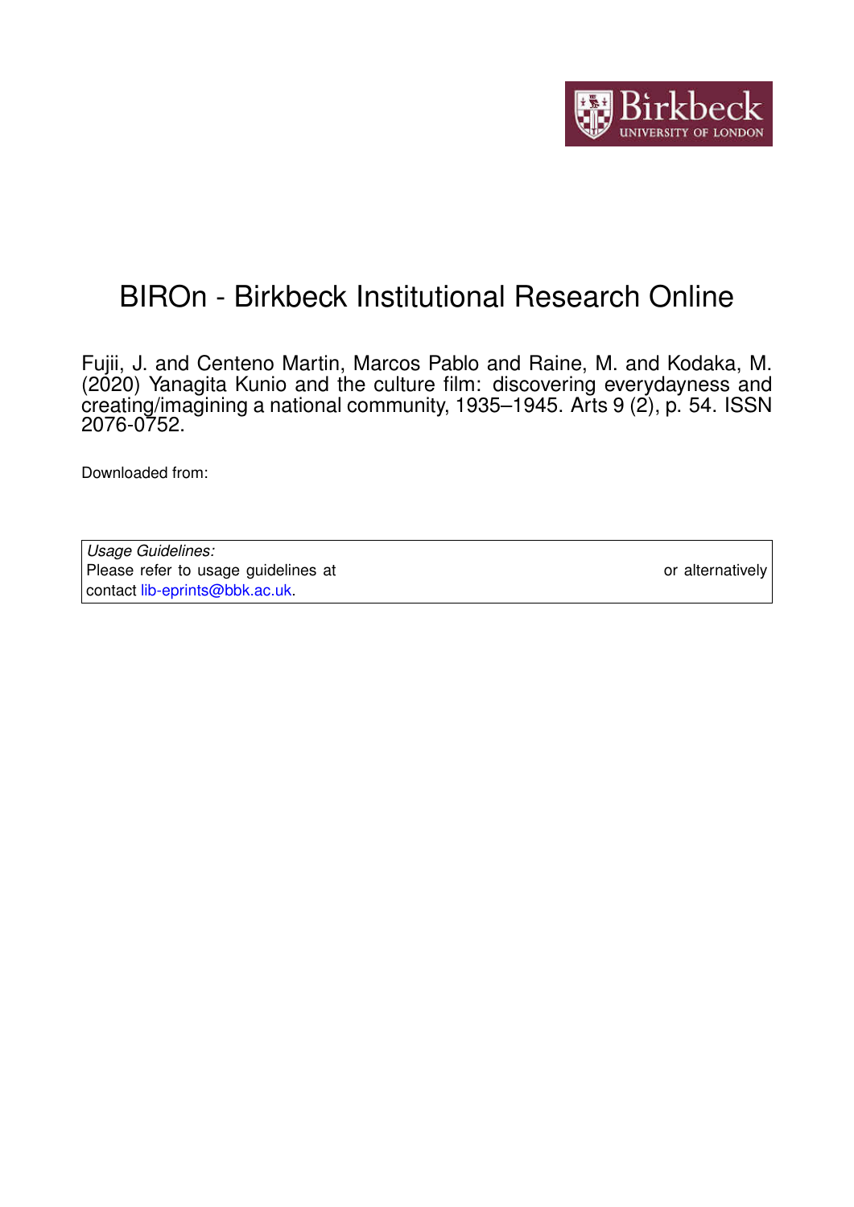# BIROn - Birkbeck Institutional Research Online

Fujii, J. and Centeno Martin, Marcos Pablo and Raine, M. and Kodaka, M. (2020) Yanagita Kunio and the culture film: discovering everydayness and creating/imagining a national community, 1935–1945. Arts 9 (2), p. 54. ISSN 2076-0752.

Downloaded from:

| *Usage Guidelines:* Please refer to usage guidelines at or alternatively contact lib-eprints@bbk.ac.uk. |
|---|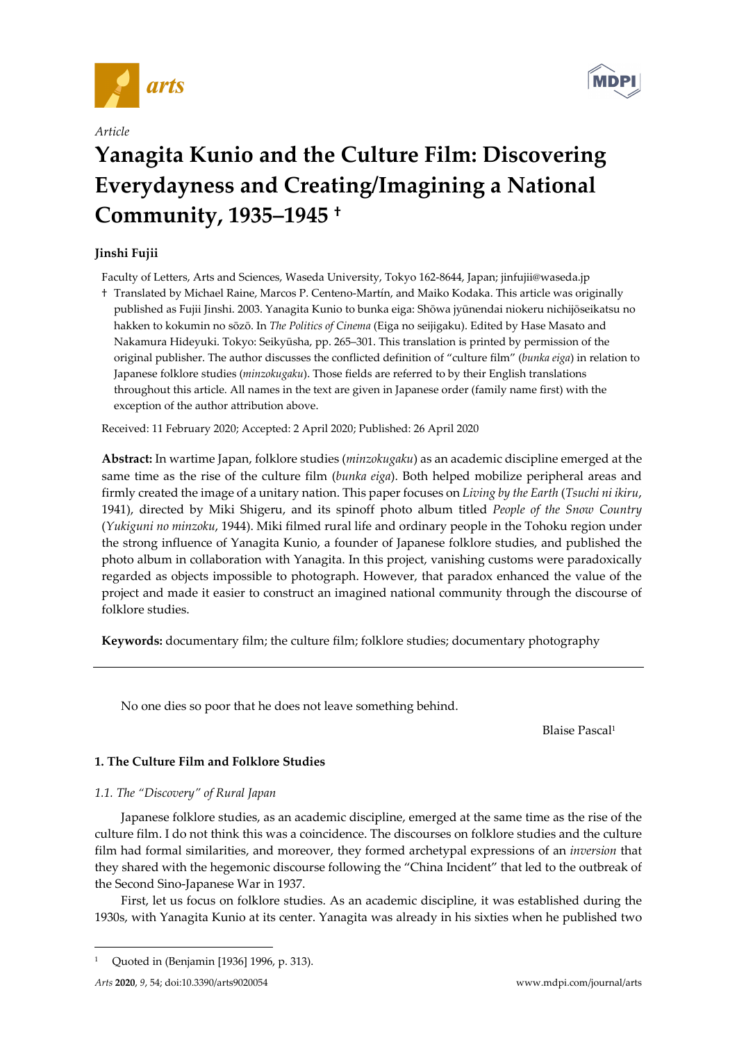Article

# Yanagita Kunio and the Culture Film: Discovering Everydayness and Creating/Imagining a National Community, 1935–1945 †

**Jinshi Fujii**

Faculty of Letters, Arts and Sciences, Waseda University, Tokyo 162-8644, Japan; jinfujii@waseda.jp

† Translated by Michael Raine, Marcos P. Centeno-Martín, and Maiko Kodaka. This article was originally published as Fujii Jinshi. 2003. Yanagita Kunio to bunka eiga: Shōwa jyūnendai niokeru nichijōseikatsu no hakken to kokumin no sōzō. In *The Politics of Cinema* (Eiga no seijigaku). Edited by Hase Masato and Nakamura Hideyuki. Tokyo: Seikyūsha, pp. 265–301. This translation is printed by permission of the original publisher. The author discusses the conflicted definition of "culture film" (*bunka eiga*) in relation to Japanese folklore studies (*minzokugaku*). Those fields are referred to by their English translations throughout this article. All names in the text are given in Japanese order (family name first) with the exception of the author attribution above.

Received: 11 February 2020; Accepted: 2 April 2020; Published: 26 April 2020

**Abstract:** In wartime Japan, folklore studies (*minzokugaku*) as an academic discipline emerged at the same time as the rise of the culture film (*bunka eiga*). Both helped mobilize peripheral areas and firmly created the image of a unitary nation. This paper focuses on *Living by the Earth* (*Tsuchi ni ikiru*, 1941), directed by Miki Shigeru, and its spinoff photo album titled *People of the Snow Country* (*Yukiguni no minzoku*, 1944). Miki filmed rural life and ordinary people in the Tohoku region under the strong influence of Yanagita Kunio, a founder of Japanese folklore studies, and published the photo album in collaboration with Yanagita. In this project, vanishing customs were paradoxically regarded as objects impossible to photograph. However, that paradox enhanced the value of the project and made it easier to construct an imagined national community through the discourse of folklore studies.

**Keywords:** documentary film; the culture film; folklore studies; documentary photography

---

No one dies so poor that he does not leave something behind.

Blaise Pascal[1]

## 1. The Culture Film and Folklore Studies

### 1.1. The "Discovery" of Rural Japan

Japanese folklore studies, as an academic discipline, emerged at the same time as the rise of the culture film. I do not think this was a coincidence. The discourses on folklore studies and the culture film had formal similarities, and moreover, they formed archetypal expressions of an *inversion* that they shared with the hegemonic discourse following the "China Incident" that led to the outbreak of the Second Sino-Japanese War in 1937.

First, let us focus on folklore studies. As an academic discipline, it was established during the 1930s, with Yanagita Kunio at its center. Yanagita was already in his sixties when he published two

---

[1] Quoted in (Benjamin [1936] 1996, p. 313).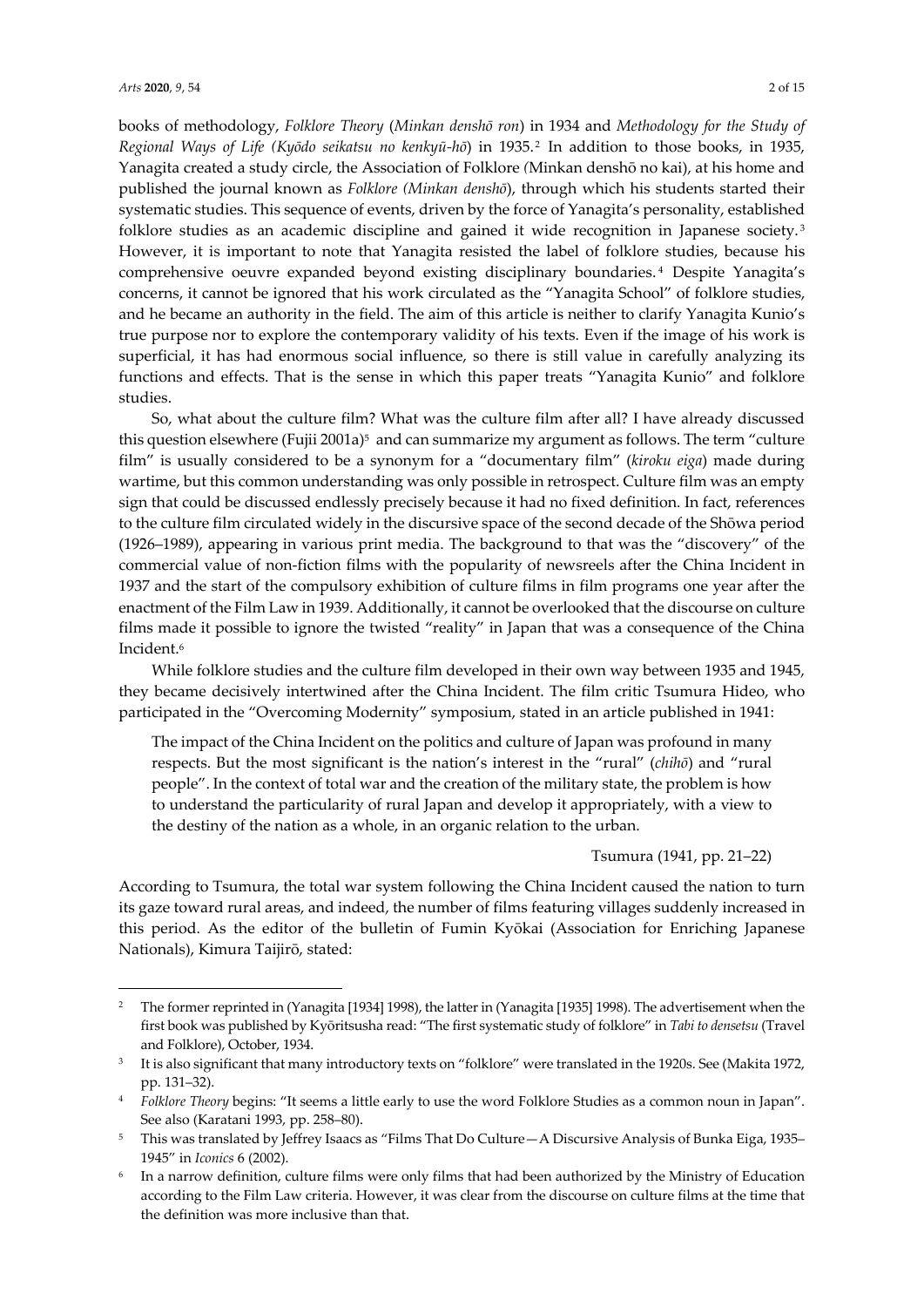books of methodology, *Folklore Theory* (*Minkan denshō ron*) in 1934 and *Methodology for the Study of Regional Ways of Life (Kyōdo seikatsu no kenkyū-hō*) in 1935.[2] In addition to those books, in 1935, Yanagita created a study circle, the Association of Folklore (Minkan denshō no kai), at his home and published the journal known as *Folklore (Minkan denshō*), through which his students started their systematic studies. This sequence of events, driven by the force of Yanagita's personality, established folklore studies as an academic discipline and gained it wide recognition in Japanese society.[3] However, it is important to note that Yanagita resisted the label of folklore studies, because his comprehensive oeuvre expanded beyond existing disciplinary boundaries.[4] Despite Yanagita's concerns, it cannot be ignored that his work circulated as the "Yanagita School" of folklore studies, and he became an authority in the field. The aim of this article is neither to clarify Yanagita Kunio's true purpose nor to explore the contemporary validity of his texts. Even if the image of his work is superficial, it has had enormous social influence, so there is still value in carefully analyzing its functions and effects. That is the sense in which this paper treats "Yanagita Kunio" and folklore studies.

So, what about the culture film? What was the culture film after all? I have already discussed this question elsewhere (Fujii 2001a)[5] and can summarize my argument as follows. The term "culture film" is usually considered to be a synonym for a "documentary film" (*kiroku eiga*) made during wartime, but this common understanding was only possible in retrospect. Culture film was an empty sign that could be discussed endlessly precisely because it had no fixed definition. In fact, references to the culture film circulated widely in the discursive space of the second decade of the Shōwa period (1926–1989), appearing in various print media. The background to that was the "discovery" of the commercial value of non-fiction films with the popularity of newsreels after the China Incident in 1937 and the start of the compulsory exhibition of culture films in film programs one year after the enactment of the Film Law in 1939. Additionally, it cannot be overlooked that the discourse on culture films made it possible to ignore the twisted "reality" in Japan that was a consequence of the China Incident.[6]

While folklore studies and the culture film developed in their own way between 1935 and 1945, they became decisively intertwined after the China Incident. The film critic Tsumura Hideo, who participated in the "Overcoming Modernity" symposium, stated in an article published in 1941:

> The impact of the China Incident on the politics and culture of Japan was profound in many respects. But the most significant is the nation's interest in the "rural" (*chihō*) and "rural people". In the context of total war and the creation of the military state, the problem is how to understand the particularity of rural Japan and develop it appropriately, with a view to the destiny of the nation as a whole, in an organic relation to the urban.
>
> Tsumura (1941, pp. 21–22)

According to Tsumura, the total war system following the China Incident caused the nation to turn its gaze toward rural areas, and indeed, the number of films featuring villages suddenly increased in this period. As the editor of the bulletin of Fumin Kyōkai (Association for Enriching Japanese Nationals), Kimura Taijirō, stated:

---

[2] The former reprinted in (Yanagita [1934] 1998), the latter in (Yanagita [1935] 1998). The advertisement when the first book was published by Kyōritsusha read: "The first systematic study of folklore" in *Tabi to densetsu* (Travel and Folklore), October, 1934.

[3] It is also significant that many introductory texts on "folklore" were translated in the 1920s. See (Makita 1972, pp. 131–32).

[4] *Folklore Theory* begins: "It seems a little early to use the word Folklore Studies as a common noun in Japan". See also (Karatani 1993, pp. 258–80).

[5] This was translated by Jeffrey Isaacs as "Films That Do Culture—A Discursive Analysis of Bunka Eiga, 1935–1945" in *Iconics* 6 (2002).

[6] In a narrow definition, culture films were only films that had been authorized by the Ministry of Education according to the Film Law criteria. However, it was clear from the discourse on culture films at the time that the definition was more inclusive than that.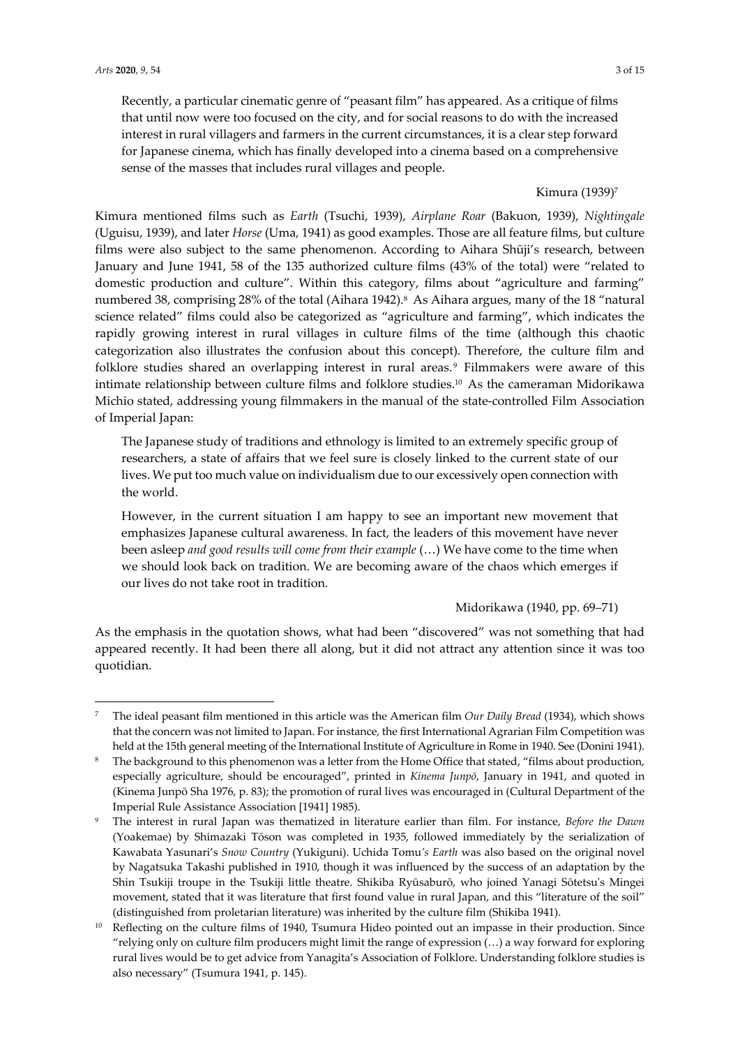> Recently, a particular cinematic genre of "peasant film" has appeared. As a critique of films that until now were too focused on the city, and for social reasons to do with the increased interest in rural villagers and farmers in the current circumstances, it is a clear step forward for Japanese cinema, which has finally developed into a cinema based on a comprehensive sense of the masses that includes rural villages and people.
>
> Kimura (1939)[7]

Kimura mentioned films such as *Earth* (Tsuchi, 1939), *Airplane Roar* (Bakuon, 1939), *Nightingale* (Uguisu, 1939), and later *Horse* (Uma, 1941) as good examples. Those are all feature films, but culture films were also subject to the same phenomenon. According to Aihara Shūji's research, between January and June 1941, 58 of the 135 authorized culture films (43% of the total) were "related to domestic production and culture". Within this category, films about "agriculture and farming" numbered 38, comprising 28% of the total (Aihara 1942).[8] As Aihara argues, many of the 18 "natural science related" films could also be categorized as "agriculture and farming", which indicates the rapidly growing interest in rural villages in culture films of the time (although this chaotic categorization also illustrates the confusion about this concept). Therefore, the culture film and folklore studies shared an overlapping interest in rural areas.[9] Filmmakers were aware of this intimate relationship between culture films and folklore studies.[10] As the cameraman Midorikawa Michio stated, addressing young filmmakers in the manual of the state-controlled Film Association of Imperial Japan:

> The Japanese study of traditions and ethnology is limited to an extremely specific group of researchers, a state of affairs that we feel sure is closely linked to the current state of our lives. We put too much value on individualism due to our excessively open connection with the world.
>
> However, in the current situation I am happy to see an important new movement that emphasizes Japanese cultural awareness. In fact, the leaders of this movement have never been asleep *and good results will come from their example* (…) We have come to the time when we should look back on tradition. We are becoming aware of the chaos which emerges if our lives do not take root in tradition.
>
> Midorikawa (1940, pp. 69–71)

As the emphasis in the quotation shows, what had been "discovered" was not something that had appeared recently. It had been there all along, but it did not attract any attention since it was too quotidian.

---

[7] The ideal peasant film mentioned in this article was the American film *Our Daily Bread* (1934), which shows that the concern was not limited to Japan. For instance, the first International Agrarian Film Competition was held at the 15th general meeting of the International Institute of Agriculture in Rome in 1940. See (Donini 1941).

[8] The background to this phenomenon was a letter from the Home Office that stated, "films about production, especially agriculture, should be encouraged", printed in *Kinema Junpō*, January in 1941, and quoted in (Kinema Junpō Sha 1976, p. 83); the promotion of rural lives was encouraged in (Cultural Department of the Imperial Rule Assistance Association [1941] 1985).

[9] The interest in rural Japan was thematized in literature earlier than film. For instance, *Before the Dawn* (Yoakemae) by Shimazaki Tōson was completed in 1935, followed immediately by the serialization of Kawabata Yasunari's *Snow Country* (Yukiguni). Uchida Tomu's *Earth* was also based on the original novel by Nagatsuka Takashi published in 1910, though it was influenced by the success of an adaptation by the Shin Tsukiji troupe in the Tsukiji little theatre. Shikiba Ryūsaburō, who joined Yanagi Sōtetsu's Mingei movement, stated that it was literature that first found value in rural Japan, and this "literature of the soil" (distinguished from proletarian literature) was inherited by the culture film (Shikiba 1941).

[10] Reflecting on the culture films of 1940, Tsumura Hideo pointed out an impasse in their production. Since "relying only on culture film producers might limit the range of expression (…) a way forward for exploring rural lives would be to get advice from Yanagita's Association of Folklore. Understanding folklore studies is also necessary" (Tsumura 1941, p. 145).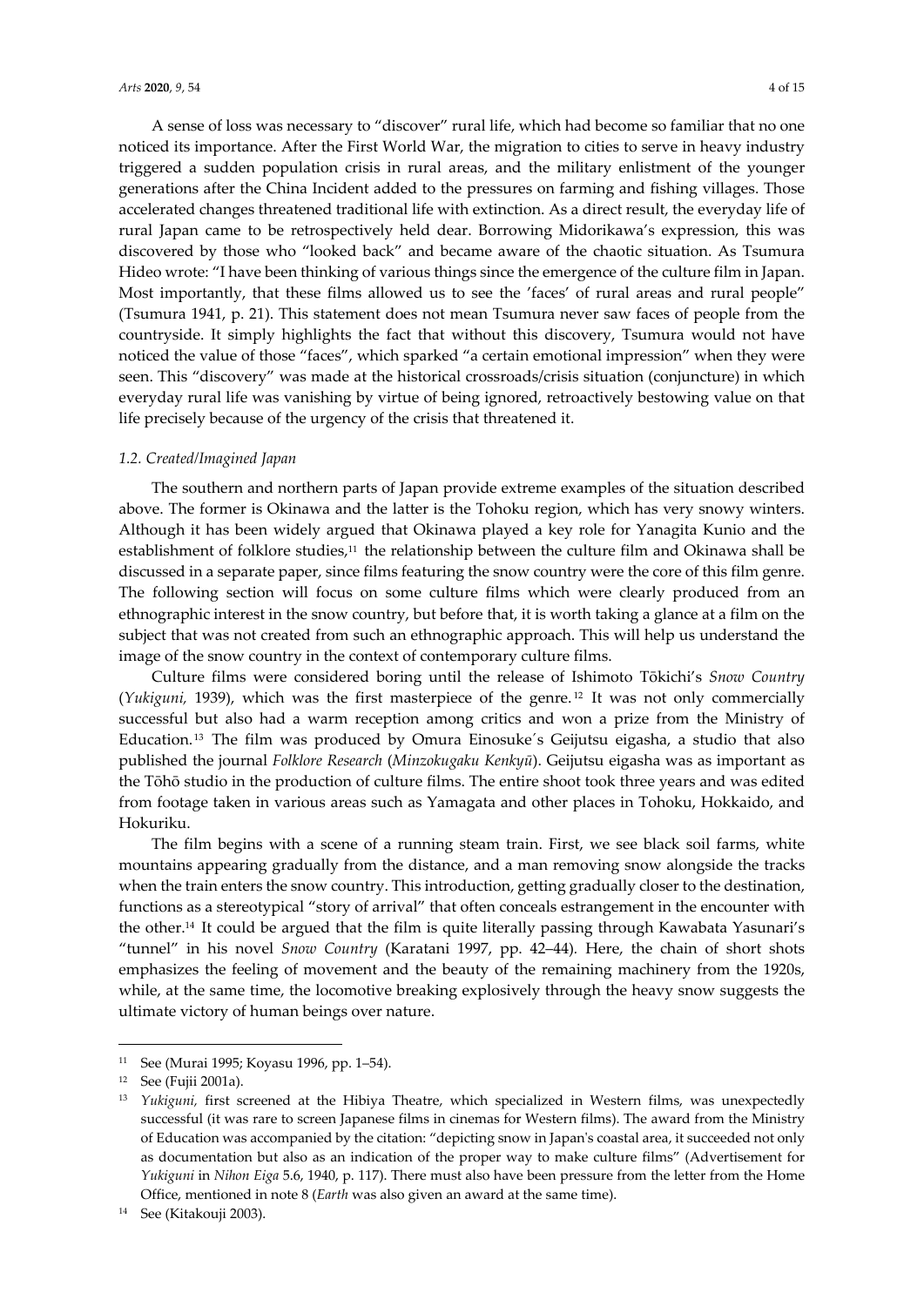A sense of loss was necessary to "discover" rural life, which had become so familiar that no one noticed its importance. After the First World War, the migration to cities to serve in heavy industry triggered a sudden population crisis in rural areas, and the military enlistment of the younger generations after the China Incident added to the pressures on farming and fishing villages. Those accelerated changes threatened traditional life with extinction. As a direct result, the everyday life of rural Japan came to be retrospectively held dear. Borrowing Midorikawa's expression, this was discovered by those who "looked back" and became aware of the chaotic situation. As Tsumura Hideo wrote: "I have been thinking of various things since the emergence of the culture film in Japan. Most importantly, that these films allowed us to see the 'faces' of rural areas and rural people" (Tsumura 1941, p. 21). This statement does not mean Tsumura never saw faces of people from the countryside. It simply highlights the fact that without this discovery, Tsumura would not have noticed the value of those "faces", which sparked "a certain emotional impression" when they were seen. This "discovery" was made at the historical crossroads/crisis situation (conjuncture) in which everyday rural life was vanishing by virtue of being ignored, retroactively bestowing value on that life precisely because of the urgency of the crisis that threatened it.

### *1.2. Created/Imagined Japan*

The southern and northern parts of Japan provide extreme examples of the situation described above. The former is Okinawa and the latter is the Tohoku region, which has very snowy winters. Although it has been widely argued that Okinawa played a key role for Yanagita Kunio and the establishment of folklore studies,[11] the relationship between the culture film and Okinawa shall be discussed in a separate paper, since films featuring the snow country were the core of this film genre. The following section will focus on some culture films which were clearly produced from an ethnographic interest in the snow country, but before that, it is worth taking a glance at a film on the subject that was not created from such an ethnographic approach. This will help us understand the image of the snow country in the context of contemporary culture films.

Culture films were considered boring until the release of Ishimoto Tōkichi's *Snow Country* (*Yukiguni,* 1939), which was the first masterpiece of the genre.[12] It was not only commercially successful but also had a warm reception among critics and won a prize from the Ministry of Education.[13] The film was produced by Omura Einosuke's Geijutsu eigasha, a studio that also published the journal *Folklore Research* (*Minzokugaku Kenkyū*). Geijutsu eigasha was as important as the Tōhō studio in the production of culture films. The entire shoot took three years and was edited from footage taken in various areas such as Yamagata and other places in Tohoku, Hokkaido, and Hokuriku.

The film begins with a scene of a running steam train. First, we see black soil farms, white mountains appearing gradually from the distance, and a man removing snow alongside the tracks when the train enters the snow country. This introduction, getting gradually closer to the destination, functions as a stereotypical "story of arrival" that often conceals estrangement in the encounter with the other.[14] It could be argued that the film is quite literally passing through Kawabata Yasunari's "tunnel" in his novel *Snow Country* (Karatani 1997, pp. 42–44). Here, the chain of short shots emphasizes the feeling of movement and the beauty of the remaining machinery from the 1920s, while, at the same time, the locomotive breaking explosively through the heavy snow suggests the ultimate victory of human beings over nature.

---

[11] See (Murai 1995; Koyasu 1996, pp. 1–54).

[12] See (Fujii 2001a).

[13] *Yukiguni,* first screened at the Hibiya Theatre, which specialized in Western films, was unexpectedly successful (it was rare to screen Japanese films in cinemas for Western films). The award from the Ministry of Education was accompanied by the citation: "depicting snow in Japan's coastal area, it succeeded not only as documentation but also as an indication of the proper way to make culture films" (Advertisement for *Yukiguni* in *Nihon Eiga* 5.6, 1940, p. 117). There must also have been pressure from the letter from the Home Office, mentioned in note 8 (*Earth* was also given an award at the same time).

[14] See (Kitakouji 2003).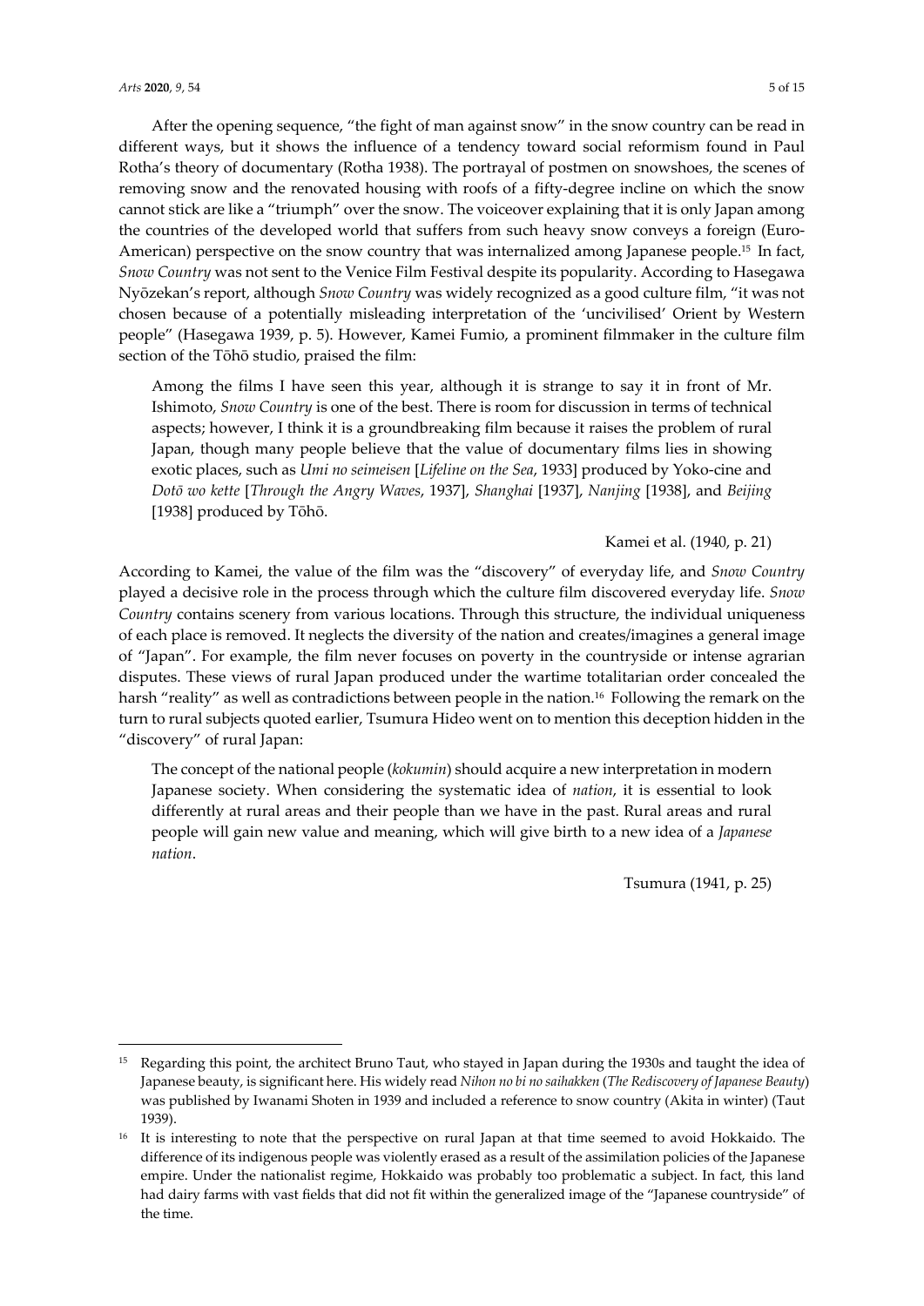After the opening sequence, "the fight of man against snow" in the snow country can be read in different ways, but it shows the influence of a tendency toward social reformism found in Paul Rotha's theory of documentary (Rotha 1938). The portrayal of postmen on snowshoes, the scenes of removing snow and the renovated housing with roofs of a fifty-degree incline on which the snow cannot stick are like a "triumph" over the snow. The voiceover explaining that it is only Japan among the countries of the developed world that suffers from such heavy snow conveys a foreign (Euro-American) perspective on the snow country that was internalized among Japanese people.[15] In fact, *Snow Country* was not sent to the Venice Film Festival despite its popularity. According to Hasegawa Nyōzekan's report, although *Snow Country* was widely recognized as a good culture film, "it was not chosen because of a potentially misleading interpretation of the 'uncivilised' Orient by Western people" (Hasegawa 1939, p. 5). However, Kamei Fumio, a prominent filmmaker in the culture film section of the Tōhō studio, praised the film:

> Among the films I have seen this year, although it is strange to say it in front of Mr. Ishimoto, *Snow Country* is one of the best. There is room for discussion in terms of technical aspects; however, I think it is a groundbreaking film because it raises the problem of rural Japan, though many people believe that the value of documentary films lies in showing exotic places, such as *Umi no seimeisen* [*Lifeline on the Sea*, 1933] produced by Yoko-cine and *Dotō wo kette* [*Through the Angry Waves*, 1937], *Shanghai* [1937], *Nanjing* [1938], and *Beijing* [1938] produced by Tōhō.
>
> Kamei et al. (1940, p. 21)

According to Kamei, the value of the film was the "discovery" of everyday life, and *Snow Country* played a decisive role in the process through which the culture film discovered everyday life. *Snow Country* contains scenery from various locations. Through this structure, the individual uniqueness of each place is removed. It neglects the diversity of the nation and creates/imagines a general image of "Japan". For example, the film never focuses on poverty in the countryside or intense agrarian disputes. These views of rural Japan produced under the wartime totalitarian order concealed the harsh "reality" as well as contradictions between people in the nation.[16] Following the remark on the turn to rural subjects quoted earlier, Tsumura Hideo went on to mention this deception hidden in the "discovery" of rural Japan:

> The concept of the national people (*kokumin*) should acquire a new interpretation in modern Japanese society. When considering the systematic idea of *nation*, it is essential to look differently at rural areas and their people than we have in the past. Rural areas and rural people will gain new value and meaning, which will give birth to a new idea of a *Japanese nation*.
>
> Tsumura (1941, p. 25)

---

[15] Regarding this point, the architect Bruno Taut, who stayed in Japan during the 1930s and taught the idea of Japanese beauty, is significant here. His widely read *Nihon no bi no saihakken* (*The Rediscovery of Japanese Beauty*) was published by Iwanami Shoten in 1939 and included a reference to snow country (Akita in winter) (Taut 1939).

[16] It is interesting to note that the perspective on rural Japan at that time seemed to avoid Hokkaido. The difference of its indigenous people was violently erased as a result of the assimilation policies of the Japanese empire. Under the nationalist regime, Hokkaido was probably too problematic a subject. In fact, this land had dairy farms with vast fields that did not fit within the generalized image of the "Japanese countryside" of the time.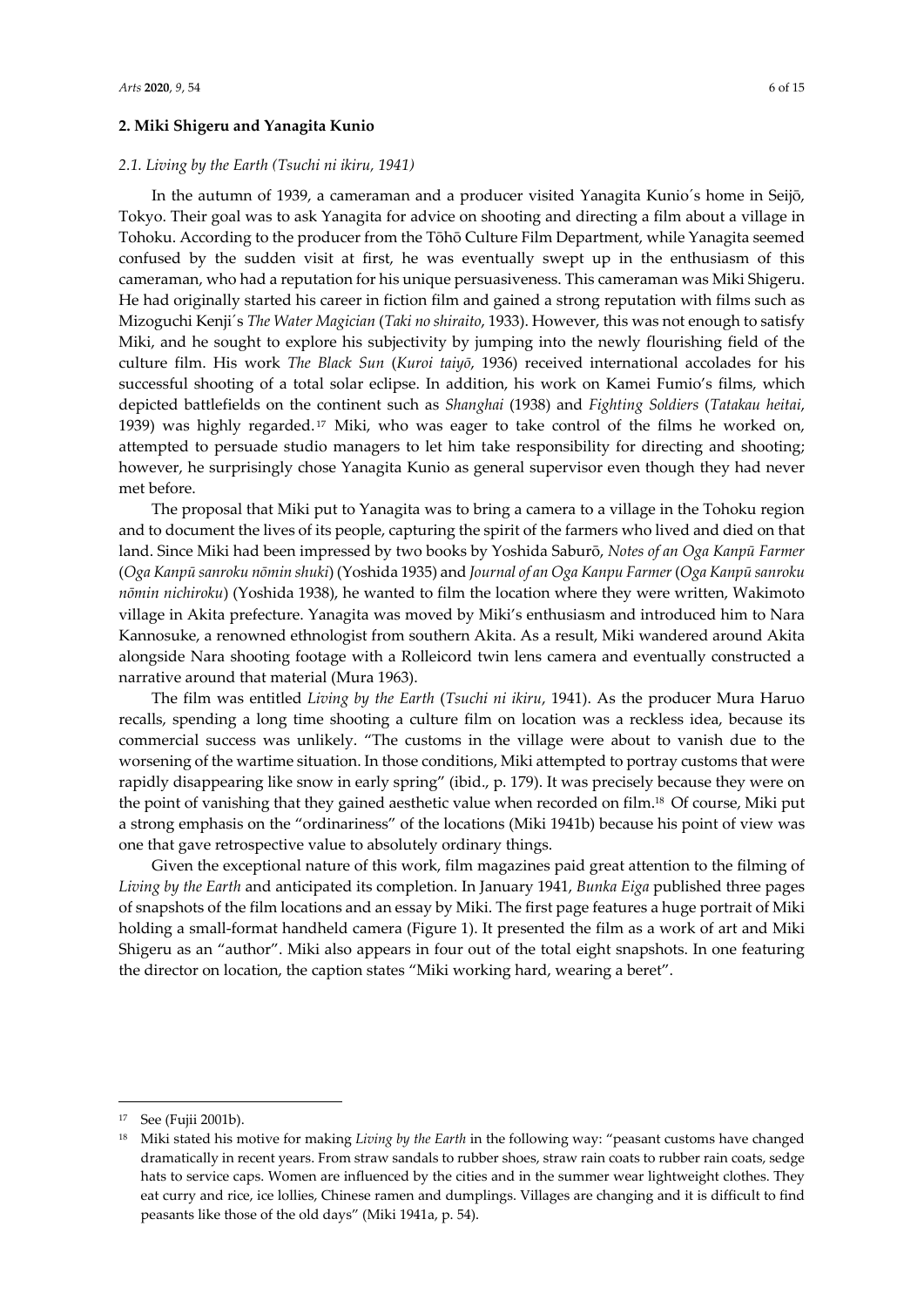## 2. Miki Shigeru and Yanagita Kunio

### *2.1. Living by the Earth (Tsuchi ni ikiru, 1941)*

In the autumn of 1939, a cameraman and a producer visited Yanagita Kunio´s home in Seijō, Tokyo. Their goal was to ask Yanagita for advice on shooting and directing a film about a village in Tohoku. According to the producer from the Tōhō Culture Film Department, while Yanagita seemed confused by the sudden visit at first, he was eventually swept up in the enthusiasm of this cameraman, who had a reputation for his unique persuasiveness. This cameraman was Miki Shigeru. He had originally started his career in fiction film and gained a strong reputation with films such as Mizoguchi Kenji´s *The Water Magician* (*Taki no shiraito*, 1933). However, this was not enough to satisfy Miki, and he sought to explore his subjectivity by jumping into the newly flourishing field of the culture film. His work *The Black Sun* (*Kuroi taiyō*, 1936) received international accolades for his successful shooting of a total solar eclipse. In addition, his work on Kamei Fumio's films, which depicted battlefields on the continent such as *Shanghai* (1938) and *Fighting Soldiers* (*Tatakau heitai*, 1939) was highly regarded.[17] Miki, who was eager to take control of the films he worked on, attempted to persuade studio managers to let him take responsibility for directing and shooting; however, he surprisingly chose Yanagita Kunio as general supervisor even though they had never met before.

The proposal that Miki put to Yanagita was to bring a camera to a village in the Tohoku region and to document the lives of its people, capturing the spirit of the farmers who lived and died on that land. Since Miki had been impressed by two books by Yoshida Saburō, *Notes of an Oga Kanpū Farmer* (*Oga Kanpū sanroku nōmin shuki*) (Yoshida 1935) and *Journal of an Oga Kanpu Farmer* (*Oga Kanpū sanroku nōmin nichiroku*) (Yoshida 1938), he wanted to film the location where they were written, Wakimoto village in Akita prefecture. Yanagita was moved by Miki's enthusiasm and introduced him to Nara Kannosuke, a renowned ethnologist from southern Akita. As a result, Miki wandered around Akita alongside Nara shooting footage with a Rolleicord twin lens camera and eventually constructed a narrative around that material (Mura 1963).

The film was entitled *Living by the Earth* (*Tsuchi ni ikiru*, 1941). As the producer Mura Haruo recalls, spending a long time shooting a culture film on location was a reckless idea, because its commercial success was unlikely. "The customs in the village were about to vanish due to the worsening of the wartime situation. In those conditions, Miki attempted to portray customs that were rapidly disappearing like snow in early spring" (ibid., p. 179). It was precisely because they were on the point of vanishing that they gained aesthetic value when recorded on film.[18] Of course, Miki put a strong emphasis on the "ordinariness" of the locations (Miki 1941b) because his point of view was one that gave retrospective value to absolutely ordinary things.

Given the exceptional nature of this work, film magazines paid great attention to the filming of *Living by the Earth* and anticipated its completion. In January 1941, *Bunka Eiga* published three pages of snapshots of the film locations and an essay by Miki. The first page features a huge portrait of Miki holding a small-format handheld camera (Figure 1). It presented the film as a work of art and Miki Shigeru as an "author". Miki also appears in four out of the total eight snapshots. In one featuring the director on location, the caption states "Miki working hard, wearing a beret".

---

[17] See (Fujii 2001b).

[18] Miki stated his motive for making *Living by the Earth* in the following way: "peasant customs have changed dramatically in recent years. From straw sandals to rubber shoes, straw rain coats to rubber rain coats, sedge hats to service caps. Women are influenced by the cities and in the summer wear lightweight clothes. They eat curry and rice, ice lollies, Chinese ramen and dumplings. Villages are changing and it is difficult to find peasants like those of the old days" (Miki 1941a, p. 54).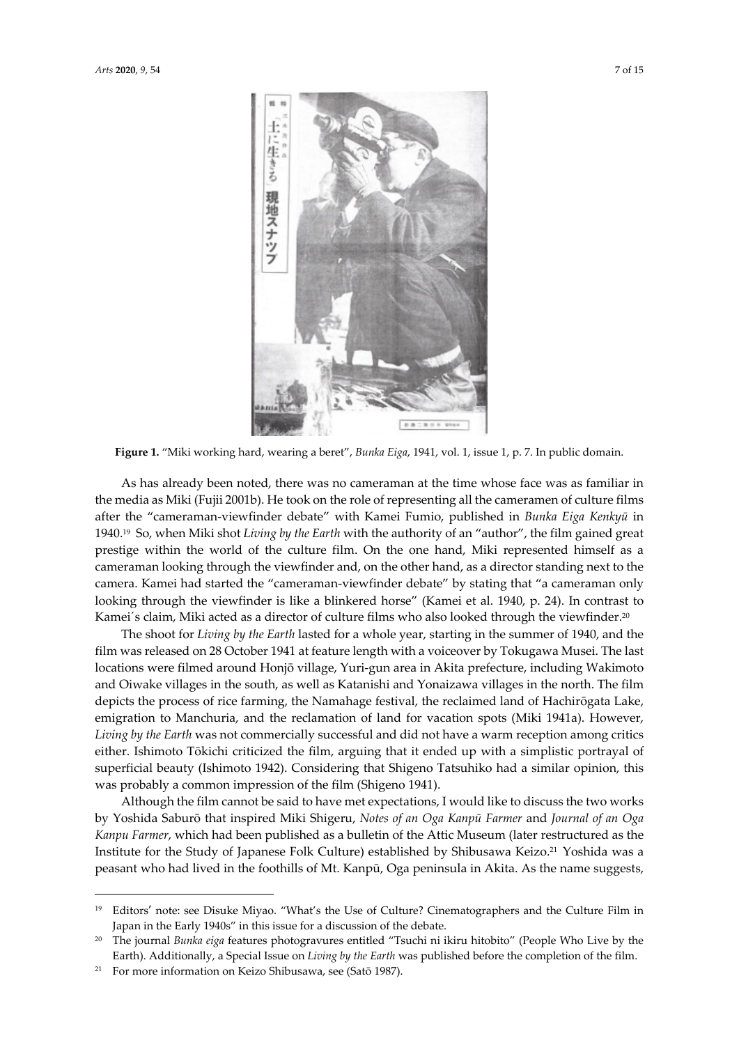**Figure 1.** "Miki working hard, wearing a beret", *Bunka Eiga*, 1941, vol. 1, issue 1, p. 7. In public domain.

As has already been noted, there was no cameraman at the time whose face was as familiar in the media as Miki (Fujii 2001b). He took on the role of representing all the cameramen of culture films after the "cameraman-viewfinder debate" with Kamei Fumio, published in *Bunka Eiga Kenkyū* in 1940.[19] So, when Miki shot *Living by the Earth* with the authority of an "author", the film gained great prestige within the world of the culture film. On the one hand, Miki represented himself as a cameraman looking through the viewfinder and, on the other hand, as a director standing next to the camera. Kamei had started the "cameraman-viewfinder debate" by stating that "a cameraman only looking through the viewfinder is like a blinkered horse" (Kamei et al. 1940, p. 24). In contrast to Kamei´s claim, Miki acted as a director of culture films who also looked through the viewfinder.[20]

The shoot for *Living by the Earth* lasted for a whole year, starting in the summer of 1940, and the film was released on 28 October 1941 at feature length with a voiceover by Tokugawa Musei. The last locations were filmed around Honjō village, Yuri-gun area in Akita prefecture, including Wakimoto and Oiwake villages in the south, as well as Katanishi and Yonaizawa villages in the north. The film depicts the process of rice farming, the Namahage festival, the reclaimed land of Hachirōgata Lake, emigration to Manchuria, and the reclamation of land for vacation spots (Miki 1941a). However, *Living by the Earth* was not commercially successful and did not have a warm reception among critics either. Ishimoto Tōkichi criticized the film, arguing that it ended up with a simplistic portrayal of superficial beauty (Ishimoto 1942). Considering that Shigeno Tatsuhiko had a similar opinion, this was probably a common impression of the film (Shigeno 1941).

Although the film cannot be said to have met expectations, I would like to discuss the two works by Yoshida Saburō that inspired Miki Shigeru, *Notes of an Oga Kanpū Farmer* and *Journal of an Oga Kanpu Farmer*, which had been published as a bulletin of the Attic Museum (later restructured as the Institute for the Study of Japanese Folk Culture) established by Shibusawa Keizo.[21] Yoshida was a peasant who had lived in the foothills of Mt. Kanpū, Oga peninsula in Akita. As the name suggests,

---

[19] Editors' note: see Disuke Miyao. "What's the Use of Culture? Cinematographers and the Culture Film in Japan in the Early 1940s" in this issue for a discussion of the debate.

[20] The journal *Bunka eiga* features photogravures entitled "Tsuchi ni ikiru hitobito" (People Who Live by the Earth). Additionally, a Special Issue on *Living by the Earth* was published before the completion of the film.

[21] For more information on Keizo Shibusawa, see (Satō 1987).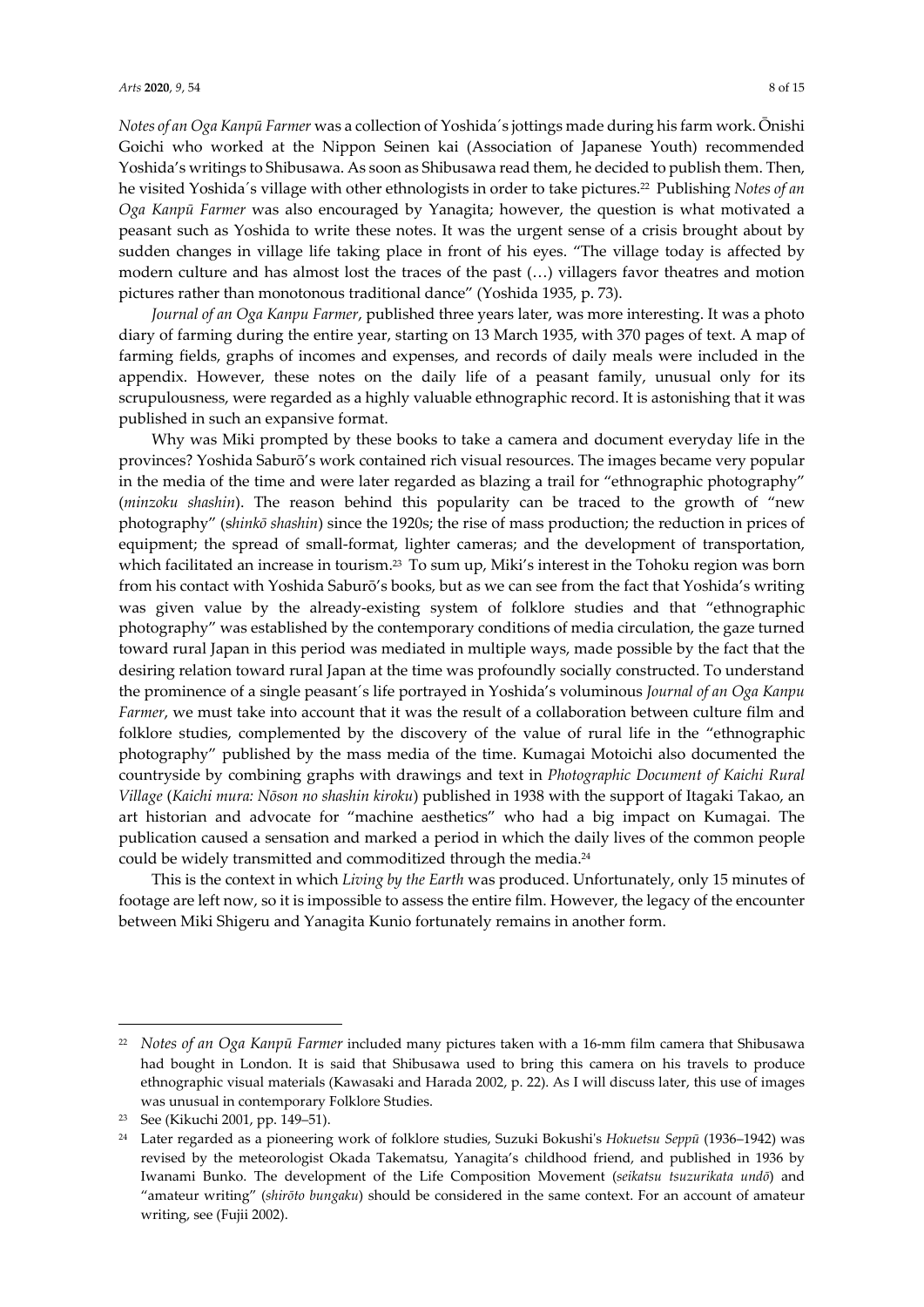*Notes of an Oga Kanpū Farmer* was a collection of Yoshida´s jottings made during his farm work. Ōnishi Goichi who worked at the Nippon Seinen kai (Association of Japanese Youth) recommended Yoshida's writings to Shibusawa. As soon as Shibusawa read them, he decided to publish them. Then, he visited Yoshida´s village with other ethnologists in order to take pictures.[22] Publishing *Notes of an Oga Kanpū Farmer* was also encouraged by Yanagita; however, the question is what motivated a peasant such as Yoshida to write these notes. It was the urgent sense of a crisis brought about by sudden changes in village life taking place in front of his eyes. "The village today is affected by modern culture and has almost lost the traces of the past (…) villagers favor theatres and motion pictures rather than monotonous traditional dance" (Yoshida 1935, p. 73).

*Journal of an Oga Kanpu Farmer*, published three years later, was more interesting. It was a photo diary of farming during the entire year, starting on 13 March 1935, with 370 pages of text. A map of farming fields, graphs of incomes and expenses, and records of daily meals were included in the appendix. However, these notes on the daily life of a peasant family, unusual only for its scrupulousness, were regarded as a highly valuable ethnographic record. It is astonishing that it was published in such an expansive format.

Why was Miki prompted by these books to take a camera and document everyday life in the provinces? Yoshida Saburō's work contained rich visual resources. The images became very popular in the media of the time and were later regarded as blazing a trail for "ethnographic photography" (*minzoku shashin*). The reason behind this popularity can be traced to the growth of "new photography" (*shinkō shashin*) since the 1920s; the rise of mass production; the reduction in prices of equipment; the spread of small-format, lighter cameras; and the development of transportation, which facilitated an increase in tourism.[23] To sum up, Miki's interest in the Tohoku region was born from his contact with Yoshida Saburō's books, but as we can see from the fact that Yoshida's writing was given value by the already-existing system of folklore studies and that "ethnographic photography" was established by the contemporary conditions of media circulation, the gaze turned toward rural Japan in this period was mediated in multiple ways, made possible by the fact that the desiring relation toward rural Japan at the time was profoundly socially constructed. To understand the prominence of a single peasant´s life portrayed in Yoshida's voluminous *Journal of an Oga Kanpu Farmer*, we must take into account that it was the result of a collaboration between culture film and folklore studies, complemented by the discovery of the value of rural life in the "ethnographic photography" published by the mass media of the time. Kumagai Motoichi also documented the countryside by combining graphs with drawings and text in *Photographic Document of Kaichi Rural Village* (*Kaichi mura: Nōson no shashin kiroku*) published in 1938 with the support of Itagaki Takao, an art historian and advocate for "machine aesthetics" who had a big impact on Kumagai. The publication caused a sensation and marked a period in which the daily lives of the common people could be widely transmitted and commoditized through the media.[24]

This is the context in which *Living by the Earth* was produced. Unfortunately, only 15 minutes of footage are left now, so it is impossible to assess the entire film. However, the legacy of the encounter between Miki Shigeru and Yanagita Kunio fortunately remains in another form.

---

[22] *Notes of an Oga Kanpū Farmer* included many pictures taken with a 16-mm film camera that Shibusawa had bought in London. It is said that Shibusawa used to bring this camera on his travels to produce ethnographic visual materials (Kawasaki and Harada 2002, p. 22). As I will discuss later, this use of images was unusual in contemporary Folklore Studies.

[23] See (Kikuchi 2001, pp. 149–51).

[24] Later regarded as a pioneering work of folklore studies, Suzuki Bokushi's *Hokuetsu Seppū* (1936–1942) was revised by the meteorologist Okada Takematsu, Yanagita's childhood friend, and published in 1936 by Iwanami Bunko. The development of the Life Composition Movement (*seikatsu tsuzurikata undō*) and "amateur writing" (*shirōto bungaku*) should be considered in the same context. For an account of amateur writing, see (Fujii 2002).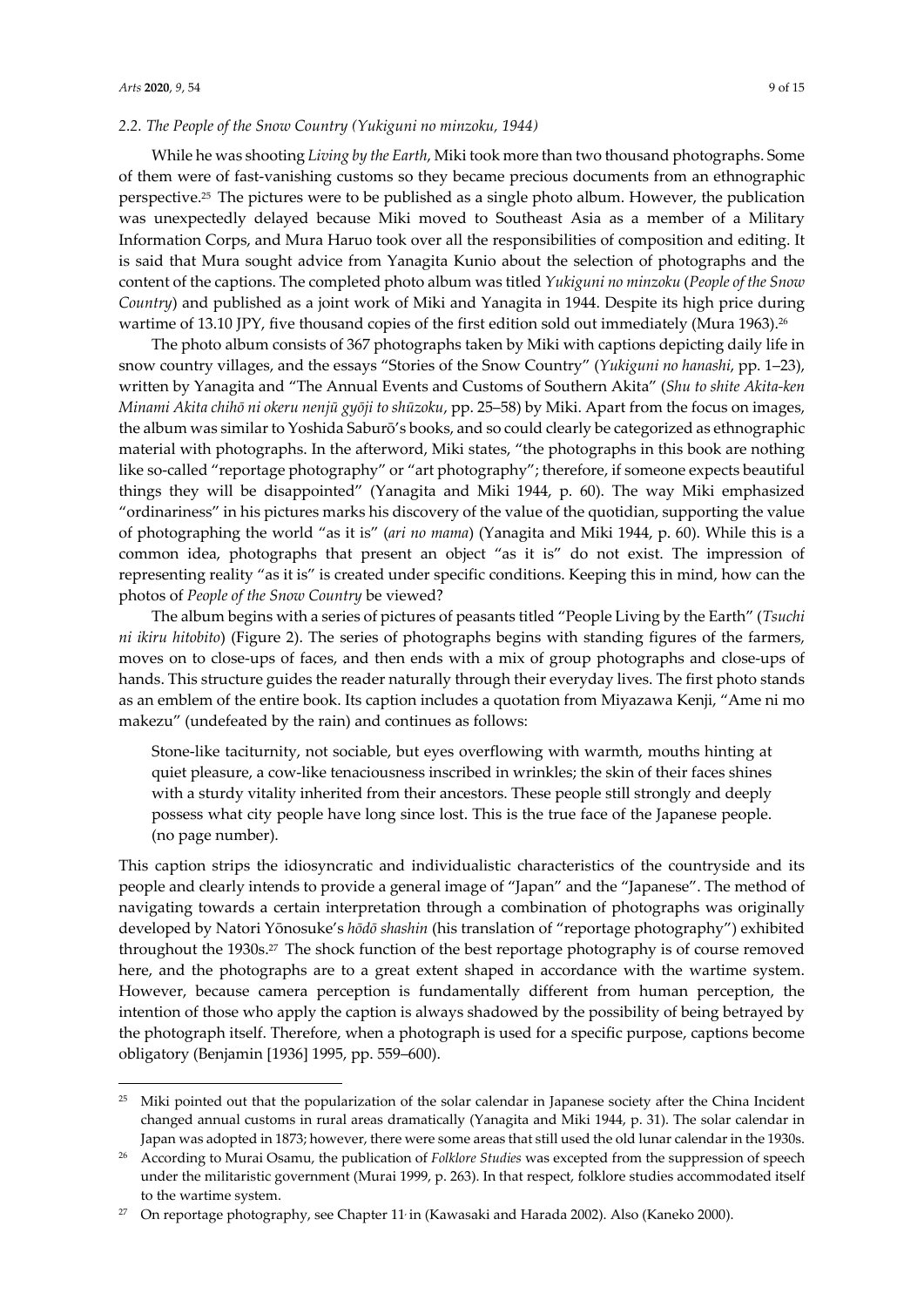### *2.2. The People of the Snow Country (Yukiguni no minzoku, 1944)*

While he was shooting *Living by the Earth*, Miki took more than two thousand photographs. Some of them were of fast-vanishing customs so they became precious documents from an ethnographic perspective.[25] The pictures were to be published as a single photo album. However, the publication was unexpectedly delayed because Miki moved to Southeast Asia as a member of a Military Information Corps, and Mura Haruo took over all the responsibilities of composition and editing. It is said that Mura sought advice from Yanagita Kunio about the selection of photographs and the content of the captions. The completed photo album was titled *Yukiguni no minzoku* (*People of the Snow Country*) and published as a joint work of Miki and Yanagita in 1944. Despite its high price during wartime of 13.10 JPY, five thousand copies of the first edition sold out immediately (Mura 1963).[26]

The photo album consists of 367 photographs taken by Miki with captions depicting daily life in snow country villages, and the essays "Stories of the Snow Country" (*Yukiguni no hanashi*, pp. 1–23), written by Yanagita and "The Annual Events and Customs of Southern Akita" (*Shu to shite Akita-ken Minami Akita chihō ni okeru nenjū gyōji to shūzoku*, pp. 25–58) by Miki. Apart from the focus on images, the album was similar to Yoshida Saburō's books, and so could clearly be categorized as ethnographic material with photographs. In the afterword, Miki states, "the photographs in this book are nothing like so-called "reportage photography" or "art photography"; therefore, if someone expects beautiful things they will be disappointed" (Yanagita and Miki 1944, p. 60). The way Miki emphasized "ordinariness" in his pictures marks his discovery of the value of the quotidian, supporting the value of photographing the world "as it is" (*ari no mama*) (Yanagita and Miki 1944, p. 60). While this is a common idea, photographs that present an object "as it is" do not exist. The impression of representing reality "as it is" is created under specific conditions. Keeping this in mind, how can the photos of *People of the Snow Country* be viewed?

The album begins with a series of pictures of peasants titled "People Living by the Earth" (*Tsuchi ni ikiru hitobito*) (Figure 2). The series of photographs begins with standing figures of the farmers, moves on to close-ups of faces, and then ends with a mix of group photographs and close-ups of hands. This structure guides the reader naturally through their everyday lives. The first photo stands as an emblem of the entire book. Its caption includes a quotation from Miyazawa Kenji, "Ame ni mo makezu" (undefeated by the rain) and continues as follows:

> Stone-like taciturnity, not sociable, but eyes overflowing with warmth, mouths hinting at quiet pleasure, a cow-like tenaciousness inscribed in wrinkles; the skin of their faces shines with a sturdy vitality inherited from their ancestors. These people still strongly and deeply possess what city people have long since lost. This is the true face of the Japanese people. (no page number).

This caption strips the idiosyncratic and individualistic characteristics of the countryside and its people and clearly intends to provide a general image of "Japan" and the "Japanese". The method of navigating towards a certain interpretation through a combination of photographs was originally developed by Natori Yōnosuke's *hōdō shashin* (his translation of "reportage photography") exhibited throughout the 1930s.[27] The shock function of the best reportage photography is of course removed here, and the photographs are to a great extent shaped in accordance with the wartime system. However, because camera perception is fundamentally different from human perception, the intention of those who apply the caption is always shadowed by the possibility of being betrayed by the photograph itself. Therefore, when a photograph is used for a specific purpose, captions become obligatory (Benjamin [1936] 1995, pp. 559–600).

---

[25] Miki pointed out that the popularization of the solar calendar in Japanese society after the China Incident changed annual customs in rural areas dramatically (Yanagita and Miki 1944, p. 31). The solar calendar in Japan was adopted in 1873; however, there were some areas that still used the old lunar calendar in the 1930s.

[26] According to Murai Osamu, the publication of *Folklore Studies* was excepted from the suppression of speech under the militaristic government (Murai 1999, p. 263). In that respect, folklore studies accommodated itself to the wartime system.

[27] On reportage photography, see Chapter 11 in (Kawasaki and Harada 2002). Also (Kaneko 2000).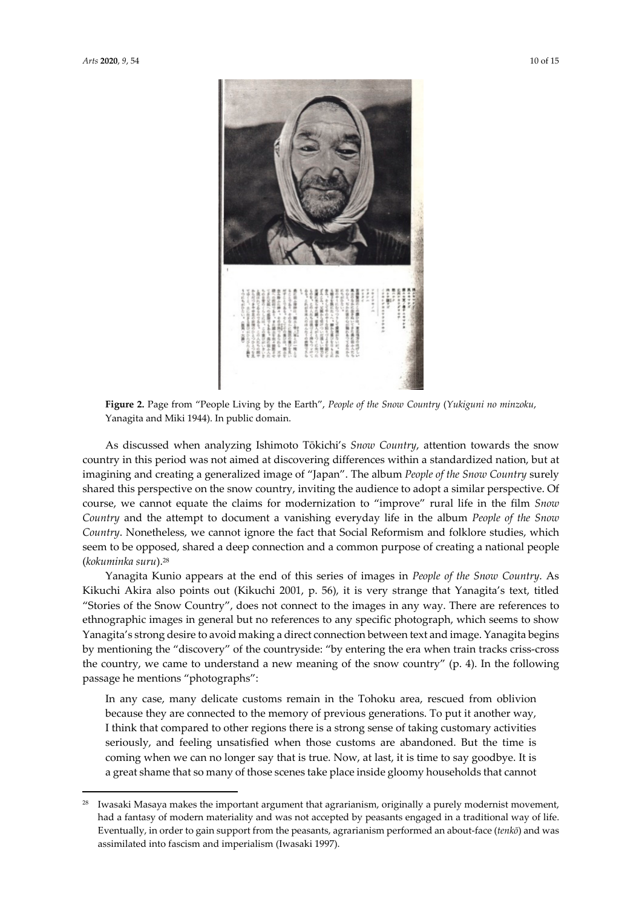**Figure 2.** Page from "People Living by the Earth", *People of the Snow Country* (*Yukiguni no minzoku*, Yanagita and Miki 1944). In public domain.

As discussed when analyzing Ishimoto Tōkichi's *Snow Country*, attention towards the snow country in this period was not aimed at discovering differences within a standardized nation, but at imagining and creating a generalized image of "Japan". The album *People of the Snow Country* surely shared this perspective on the snow country, inviting the audience to adopt a similar perspective. Of course, we cannot equate the claims for modernization to "improve" rural life in the film *Snow Country* and the attempt to document a vanishing everyday life in the album *People of the Snow Country*. Nonetheless, we cannot ignore the fact that Social Reformism and folklore studies, which seem to be opposed, shared a deep connection and a common purpose of creating a national people (*kokuminka suru*).[28]

Yanagita Kunio appears at the end of this series of images in *People of the Snow Country*. As Kikuchi Akira also points out (Kikuchi 2001, p. 56), it is very strange that Yanagita's text, titled "Stories of the Snow Country", does not connect to the images in any way. There are references to ethnographic images in general but no references to any specific photograph, which seems to show Yanagita's strong desire to avoid making a direct connection between text and image. Yanagita begins by mentioning the "discovery" of the countryside: "by entering the era when train tracks criss-cross the country, we came to understand a new meaning of the snow country" (p. 4). In the following passage he mentions "photographs":

> In any case, many delicate customs remain in the Tohoku area, rescued from oblivion because they are connected to the memory of previous generations. To put it another way, I think that compared to other regions there is a strong sense of taking customary activities seriously, and feeling unsatisfied when those customs are abandoned. But the time is coming when we can no longer say that is true. Now, at last, it is time to say goodbye. It is a great shame that so many of those scenes take place inside gloomy households that cannot

[28] Iwasaki Masaya makes the important argument that agrarianism, originally a purely modernist movement, had a fantasy of modern materiality and was not accepted by peasants engaged in a traditional way of life. Eventually, in order to gain support from the peasants, agrarianism performed an about-face (*tenkō*) and was assimilated into fascism and imperialism (Iwasaki 1997).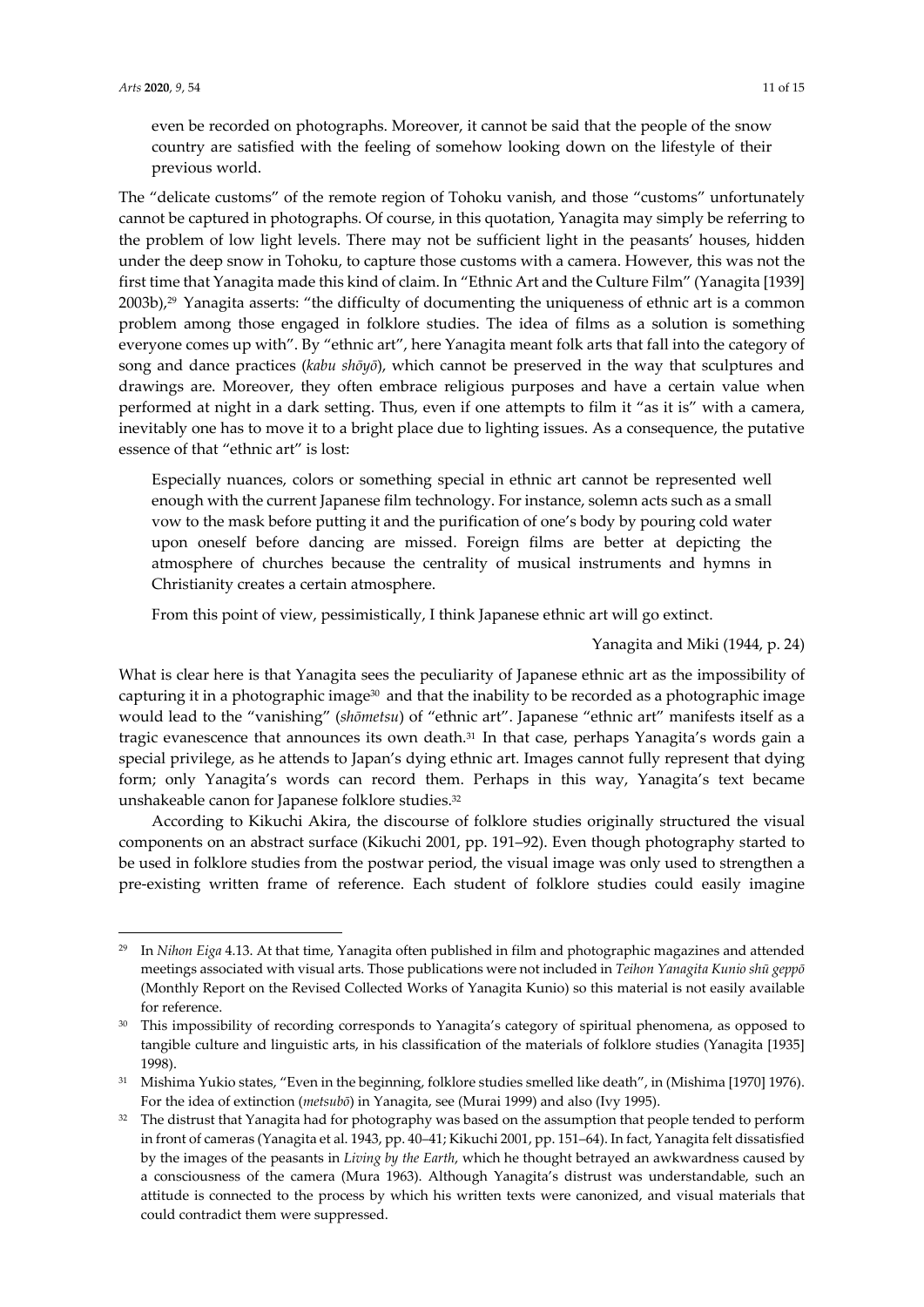even be recorded on photographs. Moreover, it cannot be said that the people of the snow country are satisfied with the feeling of somehow looking down on the lifestyle of their previous world.

The "delicate customs" of the remote region of Tohoku vanish, and those "customs" unfortunately cannot be captured in photographs. Of course, in this quotation, Yanagita may simply be referring to the problem of low light levels. There may not be sufficient light in the peasants' houses, hidden under the deep snow in Tohoku, to capture those customs with a camera. However, this was not the first time that Yanagita made this kind of claim. In "Ethnic Art and the Culture Film" (Yanagita [1939] 2003b),[29] Yanagita asserts: "the difficulty of documenting the uniqueness of ethnic art is a common problem among those engaged in folklore studies. The idea of films as a solution is something everyone comes up with". By "ethnic art", here Yanagita meant folk arts that fall into the category of song and dance practices (*kabu shōyō*), which cannot be preserved in the way that sculptures and drawings are. Moreover, they often embrace religious purposes and have a certain value when performed at night in a dark setting. Thus, even if one attempts to film it "as it is" with a camera, inevitably one has to move it to a bright place due to lighting issues. As a consequence, the putative essence of that "ethnic art" is lost:

> Especially nuances, colors or something special in ethnic art cannot be represented well enough with the current Japanese film technology. For instance, solemn acts such as a small vow to the mask before putting it and the purification of one's body by pouring cold water upon oneself before dancing are missed. Foreign films are better at depicting the atmosphere of churches because the centrality of musical instruments and hymns in Christianity creates a certain atmosphere.
>
> From this point of view, pessimistically, I think Japanese ethnic art will go extinct.
>
> Yanagita and Miki (1944, p. 24)

What is clear here is that Yanagita sees the peculiarity of Japanese ethnic art as the impossibility of capturing it in a photographic image[30] and that the inability to be recorded as a photographic image would lead to the "vanishing" (*shōmetsu*) of "ethnic art". Japanese "ethnic art" manifests itself as a tragic evanescence that announces its own death.[31] In that case, perhaps Yanagita's words gain a special privilege, as he attends to Japan's dying ethnic art. Images cannot fully represent that dying form; only Yanagita's words can record them. Perhaps in this way, Yanagita's text became unshakeable canon for Japanese folklore studies.[32]

According to Kikuchi Akira, the discourse of folklore studies originally structured the visual components on an abstract surface (Kikuchi 2001, pp. 191–92). Even though photography started to be used in folklore studies from the postwar period, the visual image was only used to strengthen a pre-existing written frame of reference. Each student of folklore studies could easily imagine

---

[29] In *Nihon Eiga* 4.13. At that time, Yanagita often published in film and photographic magazines and attended meetings associated with visual arts. Those publications were not included in *Teihon Yanagita Kunio shū geppō* (Monthly Report on the Revised Collected Works of Yanagita Kunio) so this material is not easily available for reference.

[30] This impossibility of recording corresponds to Yanagita's category of spiritual phenomena, as opposed to tangible culture and linguistic arts, in his classification of the materials of folklore studies (Yanagita [1935] 1998).

[31] Mishima Yukio states, "Even in the beginning, folklore studies smelled like death", in (Mishima [1970] 1976). For the idea of extinction (*metsubō*) in Yanagita, see (Murai 1999) and also (Ivy 1995).

[32] The distrust that Yanagita had for photography was based on the assumption that people tended to perform in front of cameras (Yanagita et al. 1943, pp. 40–41; Kikuchi 2001, pp. 151–64). In fact, Yanagita felt dissatisfied by the images of the peasants in *Living by the Earth*, which he thought betrayed an awkwardness caused by a consciousness of the camera (Mura 1963). Although Yanagita's distrust was understandable, such an attitude is connected to the process by which his written texts were canonized, and visual materials that could contradict them were suppressed.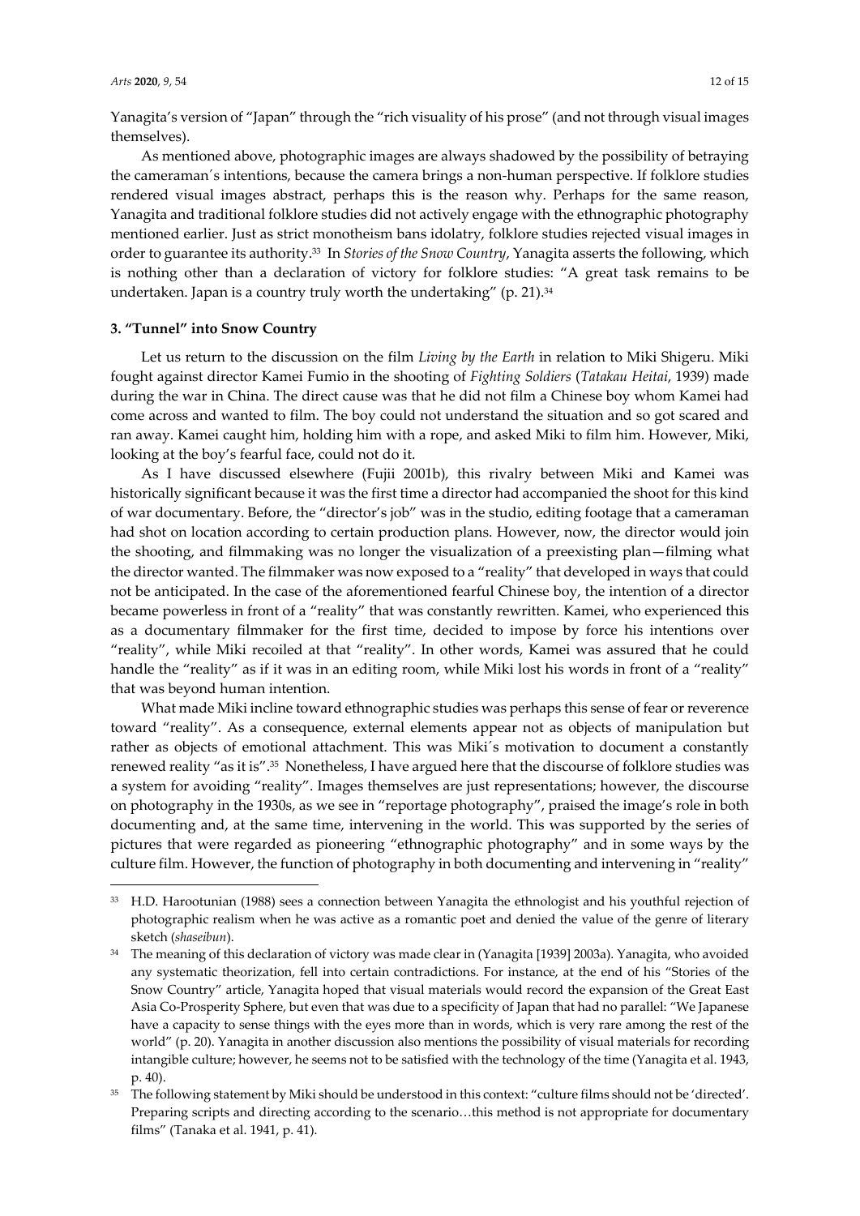Yanagita's version of "Japan" through the "rich visuality of his prose" (and not through visual images themselves).

As mentioned above, photographic images are always shadowed by the possibility of betraying the cameraman´s intentions, because the camera brings a non-human perspective. If folklore studies rendered visual images abstract, perhaps this is the reason why. Perhaps for the same reason, Yanagita and traditional folklore studies did not actively engage with the ethnographic photography mentioned earlier. Just as strict monotheism bans idolatry, folklore studies rejected visual images in order to guarantee its authority.[33] In *Stories of the Snow Country*, Yanagita asserts the following, which is nothing other than a declaration of victory for folklore studies: "A great task remains to be undertaken. Japan is a country truly worth the undertaking" (p. 21).[34]

### 3. "Tunnel" into Snow Country

Let us return to the discussion on the film *Living by the Earth* in relation to Miki Shigeru. Miki fought against director Kamei Fumio in the shooting of *Fighting Soldiers* (*Tatakau Heitai*, 1939) made during the war in China. The direct cause was that he did not film a Chinese boy whom Kamei had come across and wanted to film. The boy could not understand the situation and so got scared and ran away. Kamei caught him, holding him with a rope, and asked Miki to film him. However, Miki, looking at the boy's fearful face, could not do it.

As I have discussed elsewhere (Fujii 2001b), this rivalry between Miki and Kamei was historically significant because it was the first time a director had accompanied the shoot for this kind of war documentary. Before, the "director's job" was in the studio, editing footage that a cameraman had shot on location according to certain production plans. However, now, the director would join the shooting, and filmmaking was no longer the visualization of a preexisting plan—filming what the director wanted. The filmmaker was now exposed to a "reality" that developed in ways that could not be anticipated. In the case of the aforementioned fearful Chinese boy, the intention of a director became powerless in front of a "reality" that was constantly rewritten. Kamei, who experienced this as a documentary filmmaker for the first time, decided to impose by force his intentions over "reality", while Miki recoiled at that "reality". In other words, Kamei was assured that he could handle the "reality" as if it was in an editing room, while Miki lost his words in front of a "reality" that was beyond human intention.

What made Miki incline toward ethnographic studies was perhaps this sense of fear or reverence toward "reality". As a consequence, external elements appear not as objects of manipulation but rather as objects of emotional attachment. This was Miki´s motivation to document a constantly renewed reality "as it is".[35] Nonetheless, I have argued here that the discourse of folklore studies was a system for avoiding "reality". Images themselves are just representations; however, the discourse on photography in the 1930s, as we see in "reportage photography", praised the image's role in both documenting and, at the same time, intervening in the world. This was supported by the series of pictures that were regarded as pioneering "ethnographic photography" and in some ways by the culture film. However, the function of photography in both documenting and intervening in "reality"

---

[33] H.D. Harootunian (1988) sees a connection between Yanagita the ethnologist and his youthful rejection of photographic realism when he was active as a romantic poet and denied the value of the genre of literary sketch (*shaseibun*).

[34] The meaning of this declaration of victory was made clear in (Yanagita [1939] 2003a). Yanagita, who avoided any systematic theorization, fell into certain contradictions. For instance, at the end of his "Stories of the Snow Country" article, Yanagita hoped that visual materials would record the expansion of the Great East Asia Co-Prosperity Sphere, but even that was due to a specificity of Japan that had no parallel: "We Japanese have a capacity to sense things with the eyes more than in words, which is very rare among the rest of the world" (p. 20). Yanagita in another discussion also mentions the possibility of visual materials for recording intangible culture; however, he seems not to be satisfied with the technology of the time (Yanagita et al. 1943, p. 40).

[35] The following statement by Miki should be understood in this context: "culture films should not be 'directed'. Preparing scripts and directing according to the scenario…this method is not appropriate for documentary films" (Tanaka et al. 1941, p. 41).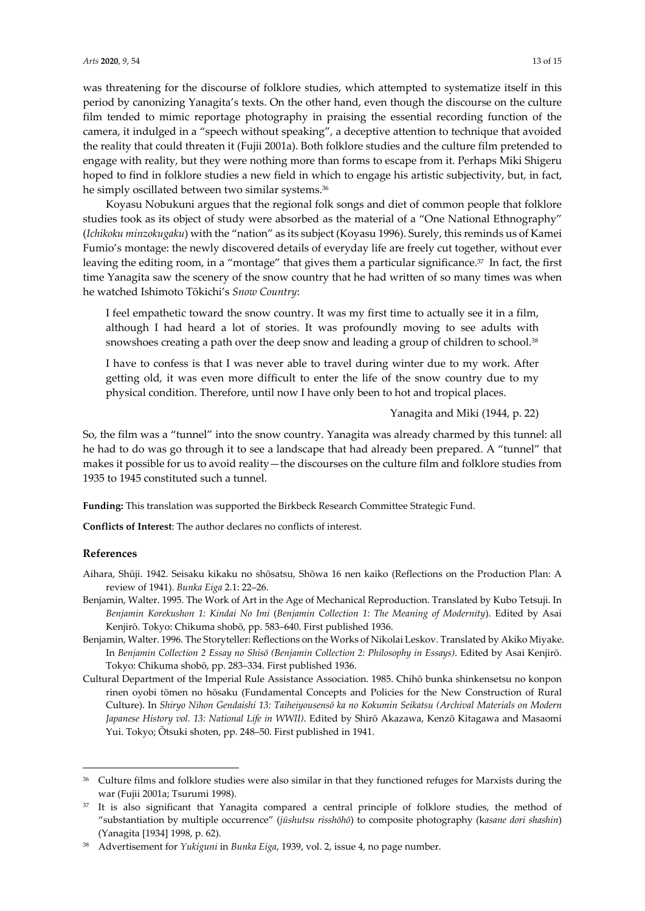was threatening for the discourse of folklore studies, which attempted to systematize itself in this period by canonizing Yanagita's texts. On the other hand, even though the discourse on the culture film tended to mimic reportage photography in praising the essential recording function of the camera, it indulged in a "speech without speaking", a deceptive attention to technique that avoided the reality that could threaten it (Fujii 2001a). Both folklore studies and the culture film pretended to engage with reality, but they were nothing more than forms to escape from it. Perhaps Miki Shigeru hoped to find in folklore studies a new field in which to engage his artistic subjectivity, but, in fact, he simply oscillated between two similar systems.[36]

Koyasu Nobukuni argues that the regional folk songs and diet of common people that folklore studies took as its object of study were absorbed as the material of a "One National Ethnography" (*Ichikoku minzokugaku*) with the "nation" as its subject (Koyasu 1996). Surely, this reminds us of Kamei Fumio's montage: the newly discovered details of everyday life are freely cut together, without ever leaving the editing room, in a "montage" that gives them a particular significance.[37] In fact, the first time Yanagita saw the scenery of the snow country that he had written of so many times was when he watched Ishimoto Tōkichi's *Snow Country*:

> I feel empathetic toward the snow country. It was my first time to actually see it in a film, although I had heard a lot of stories. It was profoundly moving to see adults with snowshoes creating a path over the deep snow and leading a group of children to school.[38]
>
> I have to confess is that I was never able to travel during winter due to my work. After getting old, it was even more difficult to enter the life of the snow country due to my physical condition. Therefore, until now I have only been to hot and tropical places.
>
> Yanagita and Miki (1944, p. 22)

So, the film was a "tunnel" into the snow country. Yanagita was already charmed by this tunnel: all he had to do was go through it to see a landscape that had already been prepared. A "tunnel" that makes it possible for us to avoid reality—the discourses on the culture film and folklore studies from 1935 to 1945 constituted such a tunnel.

**Funding:** This translation was supported the Birkbeck Research Committee Strategic Fund.

**Conflicts of Interest**: The author declares no conflicts of interest.

## References

Aihara, Shūji. 1942. Seisaku kikaku no shōsatsu, Shōwa 16 nen kaiko (Reflections on the Production Plan: A review of 1941). *Bunka Eiga* 2.1: 22–26.

Benjamin, Walter. 1995. The Work of Art in the Age of Mechanical Reproduction. Translated by Kubo Tetsuji. In *Benjamin Korekushon 1: Kindai No Imi* (*Benjamin Collection 1: The Meaning of Modernity*). Edited by Asai Kenjirō. Tokyo: Chikuma shobō, pp. 583–640. First published 1936.

Benjamin, Walter. 1996. The Storyteller: Reflections on the Works of Nikolai Leskov. Translated by Akiko Miyake. In *Benjamin Collection 2 Essay no Shisō (Benjamin Collection 2: Philosophy in Essays)*. Edited by Asai Kenjirō. Tokyo: Chikuma shobō, pp. 283–334. First published 1936.

Cultural Department of the Imperial Rule Assistance Association. 1985. Chihō bunka shinkensetsu no konpon rinen oyobi tōmen no hōsaku (Fundamental Concepts and Policies for the New Construction of Rural Culture). In *Shiryo Nihon Gendaishi 13: Taiheiyousensō ka no Kokumin Seikatsu (Archival Materials on Modern Japanese History vol. 13: National Life in WWII).* Edited by Shirō Akazawa, Kenzō Kitagawa and Masaomi Yui. Tokyo; Ōtsuki shoten, pp. 248–50. First published in 1941.

---

[36] Culture films and folklore studies were also similar in that they functioned refuges for Marxists during the war (Fujii 2001a; Tsurumi 1998).

[37] It is also significant that Yanagita compared a central principle of folklore studies, the method of "substantiation by multiple occurrence" (*jūshutsu risshōhō*) to composite photography (k*asane dori shashin*) (Yanagita [1934] 1998, p. 62).

[38] Advertisement for *Yukiguni* in *Bunka Eiga*, 1939, vol. 2, issue 4, no page number.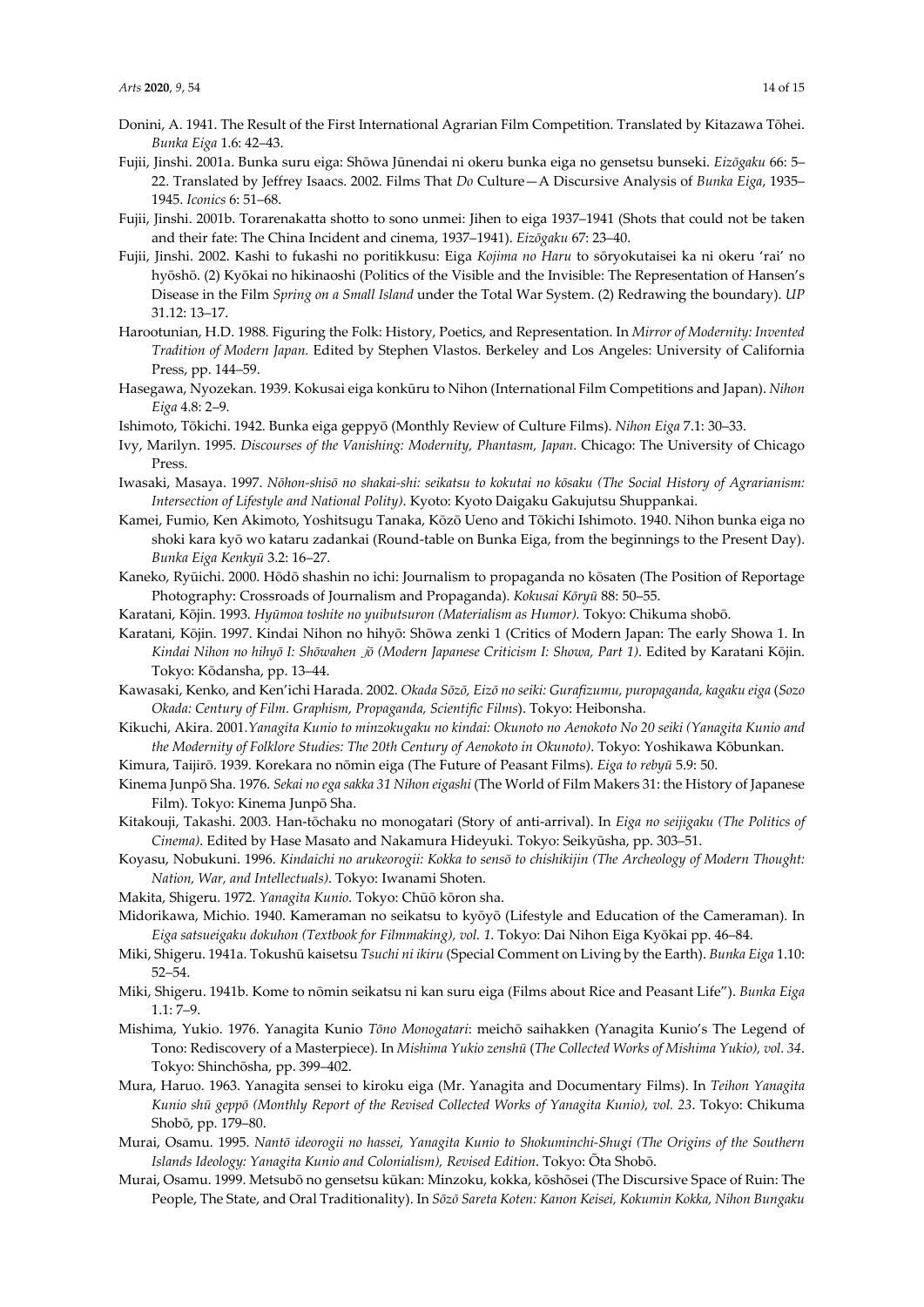Donini, A. 1941. The Result of the First International Agrarian Film Competition. Translated by Kitazawa Tōhei. *Bunka Eiga* 1.6: 42–43.

Fujii, Jinshi. 2001a. Bunka suru eiga: Shōwa Jūnendai ni okeru bunka eiga no gensetsu bunseki. *Eizōgaku* 66: 5–22. Translated by Jeffrey Isaacs. 2002. Films That *Do* Culture—A Discursive Analysis of *Bunka Eiga*, 1935–1945. *Iconics* 6: 51–68.

Fujii, Jinshi. 2001b. Torarenakatta shotto to sono unmei: Jihen to eiga 1937–1941 (Shots that could not be taken and their fate: The China Incident and cinema, 1937–1941). *Eizōgaku* 67: 23–40.

Fujii, Jinshi. 2002. Kashi to fukashi no poritikkusu: Eiga *Kojima no Haru* to sōryokutaisei ka ni okeru 'rai' no hyōshō. (2) Kyōkai no hikinaoshi (Politics of the Visible and the Invisible: The Representation of Hansen's Disease in the Film *Spring on a Small Island* under the Total War System. (2) Redrawing the boundary). *UP* 31.12: 13–17.

Harootunian, H.D. 1988. Figuring the Folk: History, Poetics, and Representation. In *Mirror of Modernity: Invented Tradition of Modern Japan.* Edited by Stephen Vlastos. Berkeley and Los Angeles: University of California Press, pp. 144–59.

Hasegawa, Nyozekan. 1939. Kokusai eiga konkūru to Nihon (International Film Competitions and Japan). *Nihon Eiga* 4.8: 2–9.

Ishimoto, Tōkichi. 1942. Bunka eiga geppyō (Monthly Review of Culture Films). *Nihon Eiga* 7.1: 30–33.

Ivy, Marilyn. 1995. *Discourses of the Vanishing: Modernity, Phantasm, Japan*. Chicago: The University of Chicago Press.

Iwasaki, Masaya. 1997. *Nōhon-shisō no shakai-shi: seikatsu to kokutai no kōsaku (The Social History of Agrarianism: Intersection of Lifestyle and National Polity)*. Kyoto: Kyoto Daigaku Gakujutsu Shuppankai.

Kamei, Fumio, Ken Akimoto, Yoshitsugu Tanaka, Kōzō Ueno and Tōkichi Ishimoto. 1940. Nihon bunka eiga no shoki kara kyō wo kataru zadankai (Round-table on Bunka Eiga, from the beginnings to the Present Day). *Bunka Eiga Kenkyū* 3.2: 16–27.

Kaneko, Ryūichi. 2000. Hōdō shashin no ichi: Journalism to propaganda no kōsaten (The Position of Reportage Photography: Crossroads of Journalism and Propaganda). *Kokusai Kōryū* 88: 50–55.

Karatani, Kōjin. 1993. *Hyūmoa toshite no yuibutsuron (Materialism as Humor).* Tokyo: Chikuma shobō.

Karatani, Kōjin. 1997. Kindai Nihon no hihyō: Shōwa zenki 1 (Critics of Modern Japan: The early Showa 1. In *Kindai Nihon no hihyō I: Shōwahen* _*jō (Modern Japanese Criticism I: Showa, Part 1)*. Edited by Karatani Kōjin. Tokyo: Kōdansha, pp. 13–44.

Kawasaki, Kenko, and Ken'ichi Harada. 2002. *Okada Sōzō, Eizō no seiki: Gurafizumu, puropaganda, kagaku eiga* (*Sozo Okada: Century of Film. Graphism, Propaganda, Scientific Films*). Tokyo: Heibonsha.

Kikuchi, Akira. 2001.*Yanagita Kunio to minzokugaku no kindai: Okunoto no Aenokoto No 20 seiki (Yanagita Kunio and the Modernity of Folklore Studies: The 20th Century of Aenokoto in Okunoto)*. Tokyo: Yoshikawa Kōbunkan.

Kimura, Taijirō. 1939. Korekara no nōmin eiga (The Future of Peasant Films). *Eiga to rebyū* 5.9: 50.

Kinema Junpō Sha. 1976. *Sekai no ega sakka 31 Nihon eigashi* (The World of Film Makers 31: the History of Japanese Film). Tokyo: Kinema Junpō Sha.

Kitakouji, Takashi. 2003. Han-tōchaku no monogatari (Story of anti-arrival). In *Eiga no seijigaku (The Politics of Cinema)*. Edited by Hase Masato and Nakamura Hideyuki. Tokyo: Seikyūsha, pp. 303–51.

Koyasu, Nobukuni. 1996. *Kindaichi no arukeorogii: Kokka to sensō to chishikijin (The Archeology of Modern Thought: Nation, War, and Intellectuals)*. Tokyo: Iwanami Shoten.

Makita, Shigeru. 1972. *Yanagita Kunio*. Tokyo: Chūō kōron sha.

Midorikawa, Michio. 1940. Kameraman no seikatsu to kyōyō (Lifestyle and Education of the Cameraman). In *Eiga satsueigaku dokuhon (Textbook for Filmmaking), vol. 1*. Tokyo: Dai Nihon Eiga Kyōkai pp. 46–84.

Miki, Shigeru. 1941a. Tokushū kaisetsu *Tsuchi ni ikiru* (Special Comment on Living by the Earth). *Bunka Eiga* 1.10: 52–54.

Miki, Shigeru. 1941b. Kome to nōmin seikatsu ni kan suru eiga (Films about Rice and Peasant Life"). *Bunka Eiga* 1.1: 7–9.

Mishima, Yukio. 1976. Yanagita Kunio *Tōno Monogatari*: meichō saihakken (Yanagita Kunio's The Legend of Tono: Rediscovery of a Masterpiece). In *Mishima Yukio zenshū* (*The Collected Works of Mishima Yukio), vol. 34*. Tokyo: Shinchōsha, pp. 399–402.

Mura, Haruo. 1963. Yanagita sensei to kiroku eiga (Mr. Yanagita and Documentary Films). In *Teihon Yanagita Kunio shū geppō (Monthly Report of the Revised Collected Works of Yanagita Kunio), vol. 23*. Tokyo: Chikuma Shobō, pp. 179–80.

Murai, Osamu. 1995. *Nantō ideorogii no hassei, Yanagita Kunio to Shokuminchi-Shugi (The Origins of the Southern Islands Ideology: Yanagita Kunio and Colonialism), Revised Edition*. Tokyo: Ōta Shobō.

Murai, Osamu. 1999. Metsubō no gensetsu kūkan: Minzoku, kokka, kōshōsei (The Discursive Space of Ruin: The People, The State, and Oral Traditionality). In *Sōzō Sareta Koten: Kanon Keisei, Kokumin Kokka, Nihon Bungaku*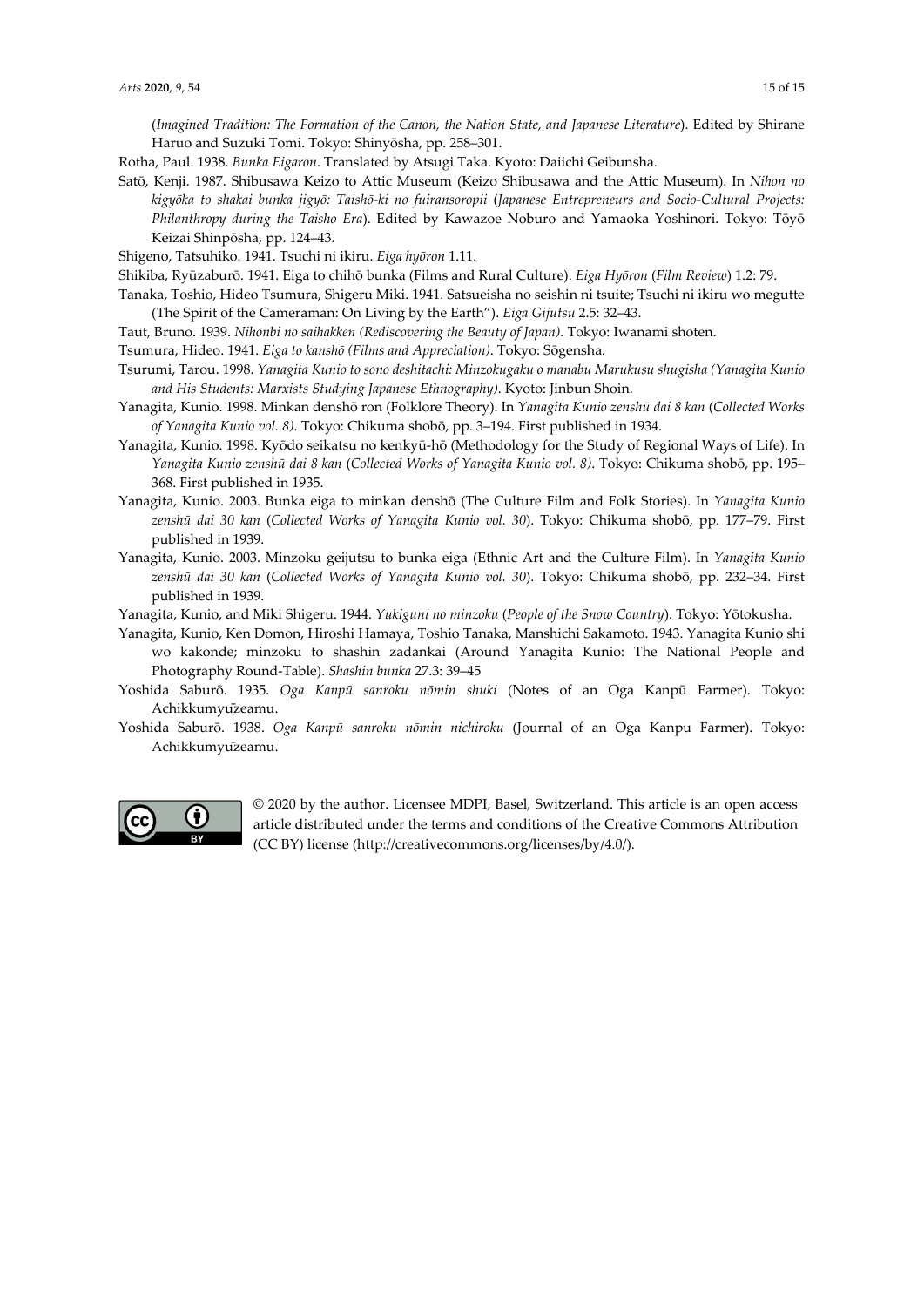(*Imagined Tradition: The Formation of the Canon, the Nation State, and Japanese Literature*). Edited by Shirane Haruo and Suzuki Tomi. Tokyo: Shinyōsha, pp. 258–301.

Rotha, Paul. 1938. *Bunka Eigaron*. Translated by Atsugi Taka. Kyoto: Daiichi Geibunsha.

Satō, Kenji. 1987. Shibusawa Keizo to Attic Museum (Keizo Shibusawa and the Attic Museum). In *Nihon no kigyōka to shakai bunka jigyō: Taishō-ki no fuiransoropii* (*Japanese Entrepreneurs and Socio-Cultural Projects: Philanthropy during the Taisho Era*). Edited by Kawazoe Noburo and Yamaoka Yoshinori. Tokyo: Tōyō Keizai Shinpōsha, pp. 124–43.

Shigeno, Tatsuhiko. 1941. Tsuchi ni ikiru. *Eiga hyōron* 1.11.

Shikiba, Ryūzaburō. 1941. Eiga to chihō bunka (Films and Rural Culture). *Eiga Hyōron* (*Film Review*) 1.2: 79.

Tanaka, Toshio, Hideo Tsumura, Shigeru Miki. 1941. Satsueisha no seishin ni tsuite; Tsuchi ni ikiru wo megutte (The Spirit of the Cameraman: On Living by the Earth"). *Eiga Gijutsu* 2.5: 32–43.

Taut, Bruno. 1939. *Nihonbi no saihakken (Rediscovering the Beauty of Japan)*. Tokyo: Iwanami shoten.

Tsumura, Hideo. 1941. *Eiga to kanshō (Films and Appreciation)*. Tokyo: Sōgensha.

Tsurumi, Tarou. 1998. *Yanagita Kunio to sono deshitachi: Minzokugaku o manabu Marukusu shugisha (Yanagita Kunio and His Students: Marxists Studying Japanese Ethnography)*. Kyoto: Jinbun Shoin.

Yanagita, Kunio. 1998. Minkan denshō ron (Folklore Theory). In *Yanagita Kunio zenshū dai 8 kan* (*Collected Works of Yanagita Kunio vol. 8)*. Tokyo: Chikuma shobō, pp. 3–194. First published in 1934.

Yanagita, Kunio. 1998. Kyōdo seikatsu no kenkyū-hō (Methodology for the Study of Regional Ways of Life). In *Yanagita Kunio zenshū dai 8 kan* (*Collected Works of Yanagita Kunio vol. 8)*. Tokyo: Chikuma shobō, pp. 195–368. First published in 1935.

Yanagita, Kunio. 2003. Bunka eiga to minkan denshō (The Culture Film and Folk Stories). In *Yanagita Kunio zenshū dai 30 kan* (*Collected Works of Yanagita Kunio vol. 30*). Tokyo: Chikuma shobō, pp. 177–79. First published in 1939.

Yanagita, Kunio. 2003. Minzoku geijutsu to bunka eiga (Ethnic Art and the Culture Film). In *Yanagita Kunio zenshū dai 30 kan* (*Collected Works of Yanagita Kunio vol. 30*). Tokyo: Chikuma shobō, pp. 232–34. First published in 1939.

Yanagita, Kunio, and Miki Shigeru. 1944. *Yukiguni no minzoku* (*People of the Snow Country*). Tokyo: Yōtokusha.

Yanagita, Kunio, Ken Domon, Hiroshi Hamaya, Toshio Tanaka, Manshichi Sakamoto. 1943. Yanagita Kunio shi wo kakonde; minzoku to shashin zadankai (Around Yanagita Kunio: The National People and Photography Round-Table). *Shashin bunka* 27.3: 39–45

Yoshida Saburō. 1935. *Oga Kanpū sanroku nōmin shuki* (Notes of an Oga Kanpū Farmer). Tokyo: Achikkumyūzeamu.

Yoshida Saburō. 1938. *Oga Kanpū sanroku nōmin nichiroku* (Journal of an Oga Kanpu Farmer). Tokyo: Achikkumyūzeamu.

© 2020 by the author. Licensee MDPI, Basel, Switzerland. This article is an open access article distributed under the terms and conditions of the Creative Commons Attribution (CC BY) license (http://creativecommons.org/licenses/by/4.0/).